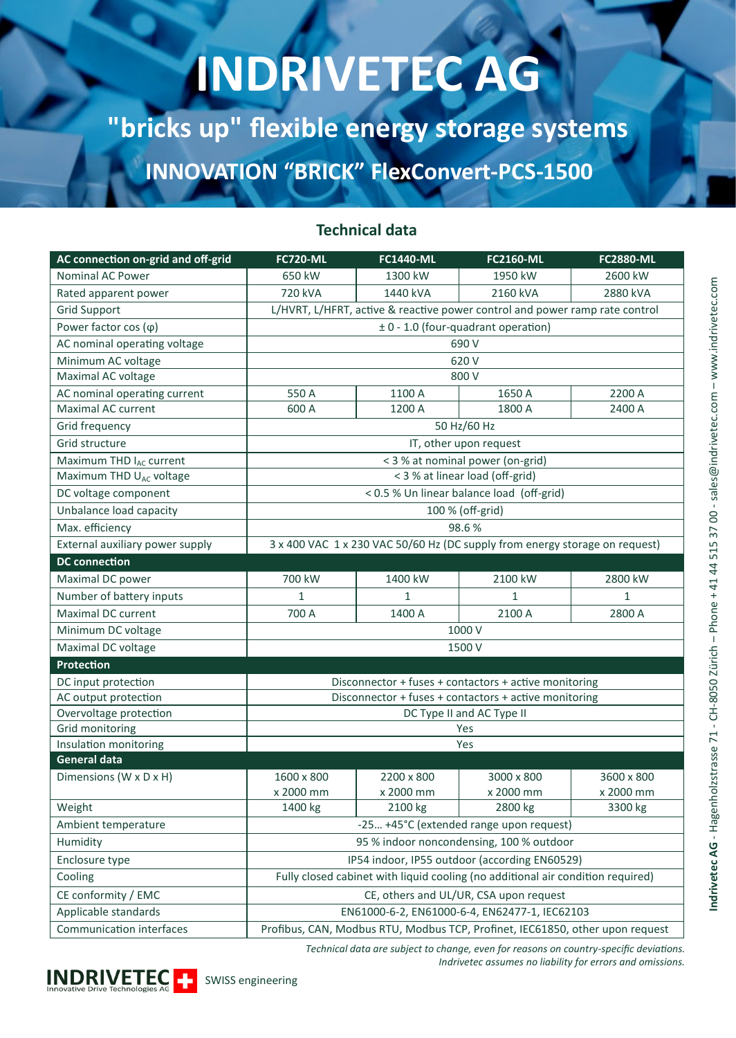# INDRIVETEC AG

## "bricks up" flexible energy storage systems

## INNOVATION "BRICK" FlexConvert-PCS-1500

### Technical data

| AC connection on-grid and off-grid | FC720-ML | FC1440-ML | FC2160-ML | FC2880-ML |
|---|---|---|---|---|
| Nominal AC Power | 650 kW | 1300 kW | 1950 kW | 2600 kW |
| Rated apparent power | 720 kVA | 1440 kVA | 2160 kVA | 2880 kVA |
| Grid Support | L/HVRT, L/HFRT, active & reactive power control and power ramp rate control | | | |
| Power factor cos (φ) | ± 0 - 1.0 (four-quadrant operation) | | | |
| AC nominal operating voltage | 690 V | | | |
| Minimum AC voltage | 620 V | | | |
| Maximal AC voltage | 800 V | | | |
| AC nominal operating current | 550 A | 1100 A | 1650 A | 2200 A |
| Maximal AC current | 600 A | 1200 A | 1800 A | 2400 A |
| Grid frequency | 50 Hz/60 Hz | | | |
| Grid structure | IT, other upon request | | | |
| Maximum THD $I_{AC}$ current | < 3 % at nominal power (on-grid) | | | |
| Maximum THD $U_{AC}$ voltage | < 3 % at linear load (off-grid) | | | |
| DC voltage component | < 0.5 % Un linear balance load (off-grid) | | | |
| Unbalance load capacity | 100 % (off-grid) | | | |
| Max. efficiency | 98.6 % | | | |
| External auxiliary power supply | 3 x 400 VAC 1 x 230 VAC 50/60 Hz (DC supply from energy storage on request) | | | |
| **DC connection** | | | | |
| Maximal DC power | 700 kW | 1400 kW | 2100 kW | 2800 kW |
| Number of battery inputs | 1 | 1 | 1 | 1 |
| Maximal DC current | 700 A | 1400 A | 2100 A | 2800 A |
| Minimum DC voltage | 1000 V | | | |
| Maximal DC voltage | 1500 V | | | |
| **Protection** | | | | |
| DC input protection | Disconnector + fuses + contactors + active monitoring | | | |
| AC output protection | Disconnector + fuses + contactors + active monitoring | | | |
| Overvoltage protection | DC Type II and AC Type II | | | |
| Grid monitoring | Yes | | | |
| Insulation monitoring | Yes | | | |
| **General data** | | | | |
| Dimensions (W x D x H) | 1600 x 800 x 2000 mm | 2200 x 800 x 2000 mm | 3000 x 800 x 2000 mm | 3600 x 800 x 2000 mm |
| Weight | 1400 kg | 2100 kg | 2800 kg | 3300 kg |
| Ambient temperature | -25… +45°C (extended range upon request) | | | |
| Humidity | 95 % indoor noncondensing, 100 % outdoor | | | |
| Enclosure type | IP54 indoor, IP55 outdoor (according EN60529) | | | |
| Cooling | Fully closed cabinet with liquid cooling (no additional air condition required) | | | |
| CE conformity / EMC | CE, others and UL/UR, CSA upon request | | | |
| Applicable standards | EN61000-6-2, EN61000-6-4, EN62477-1, IEC62103 | | | |
| Communication interfaces | Profibus, CAN, Modbus RTU, Modbus TCP, Profinet, IEC61850, other upon request | | | |

*Technical data are subject to change, even for reasons on country-specific deviations.*
*Indrivetec assumes no liability for errors and omissions.*

INDRIVETEC Innovative Drive Technologies AG — SWISS engineering

**Indrivetec AG** - Hagenholzstrasse 71 - CH-8050 Zürich – Phone + 41 44 515 37 00 - sales@indrivetec.com – www.indrivetec.com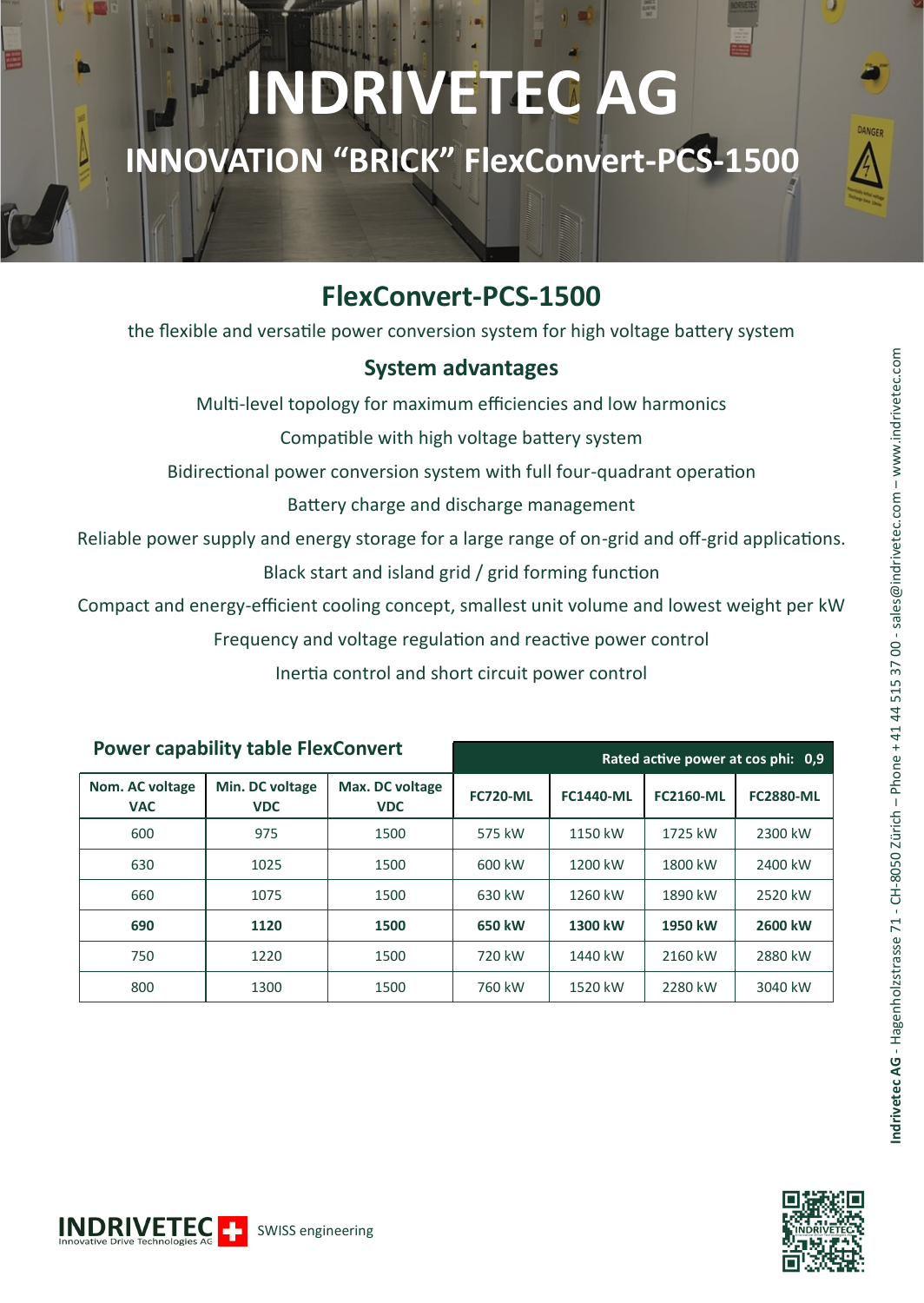# INDRIVETEC AG

## INNOVATION “BRICK” FlexConvert-PCS-1500

## FlexConvert-PCS-1500

the flexible and versatile power conversion system for high voltage battery system

### System advantages

Multi-level topology for maximum efficiencies and low harmonics

Compatible with high voltage battery system

Bidirectional power conversion system with full four-quadrant operation

Battery charge and discharge management

Reliable power supply and energy storage for a large range of on-grid and off-grid applications.

Black start and island grid / grid forming function

Compact and energy-efficient cooling concept, smallest unit volume and lowest weight per kW

Frequency and voltage regulation and reactive power control

Inertia control and short circuit power control

### Power capability table FlexConvert

| | | | Rated active power at cos phi: 0,9 | | | |
|---|---|---|---|---|---|---|
| **Nom. AC voltage VAC** | **Min. DC voltage VDC** | **Max. DC voltage VDC** | **FC720-ML** | **FC1440-ML** | **FC2160-ML** | **FC2880-ML** |
| 600 | 975 | 1500 | 575 kW | 1150 kW | 1725 kW | 2300 kW |
| 630 | 1025 | 1500 | 600 kW | 1200 kW | 1800 kW | 2400 kW |
| 660 | 1075 | 1500 | 630 kW | 1260 kW | 1890 kW | 2520 kW |
| **690** | **1120** | **1500** | **650 kW** | **1300 kW** | **1950 kW** | **2600 kW** |
| 750 | 1220 | 1500 | 720 kW | 1440 kW | 2160 kW | 2880 kW |
| 800 | 1300 | 1500 | 760 kW | 1520 kW | 2280 kW | 3040 kW |

**Indrivetec AG** - Hagenholzstrasse 71 - CH-8050 Zürich – Phone + 41 44 515 37 00 - sales@indrivetec.com – www.indrivetec.com

INDRIVETEC Innovative Drive Technologies AG SWISS engineering